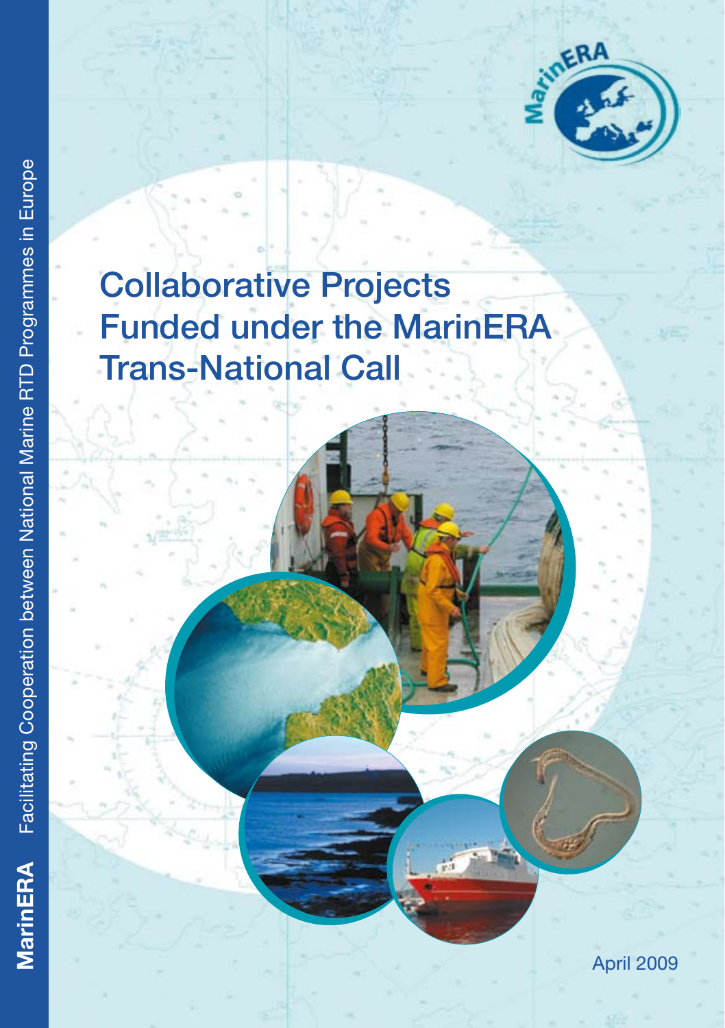MarinERA Facilitating Cooperation between National Marine RTD Programmes in Europe

# Collaborative Projects Funded under the MarinERA Trans-National Call

April 2009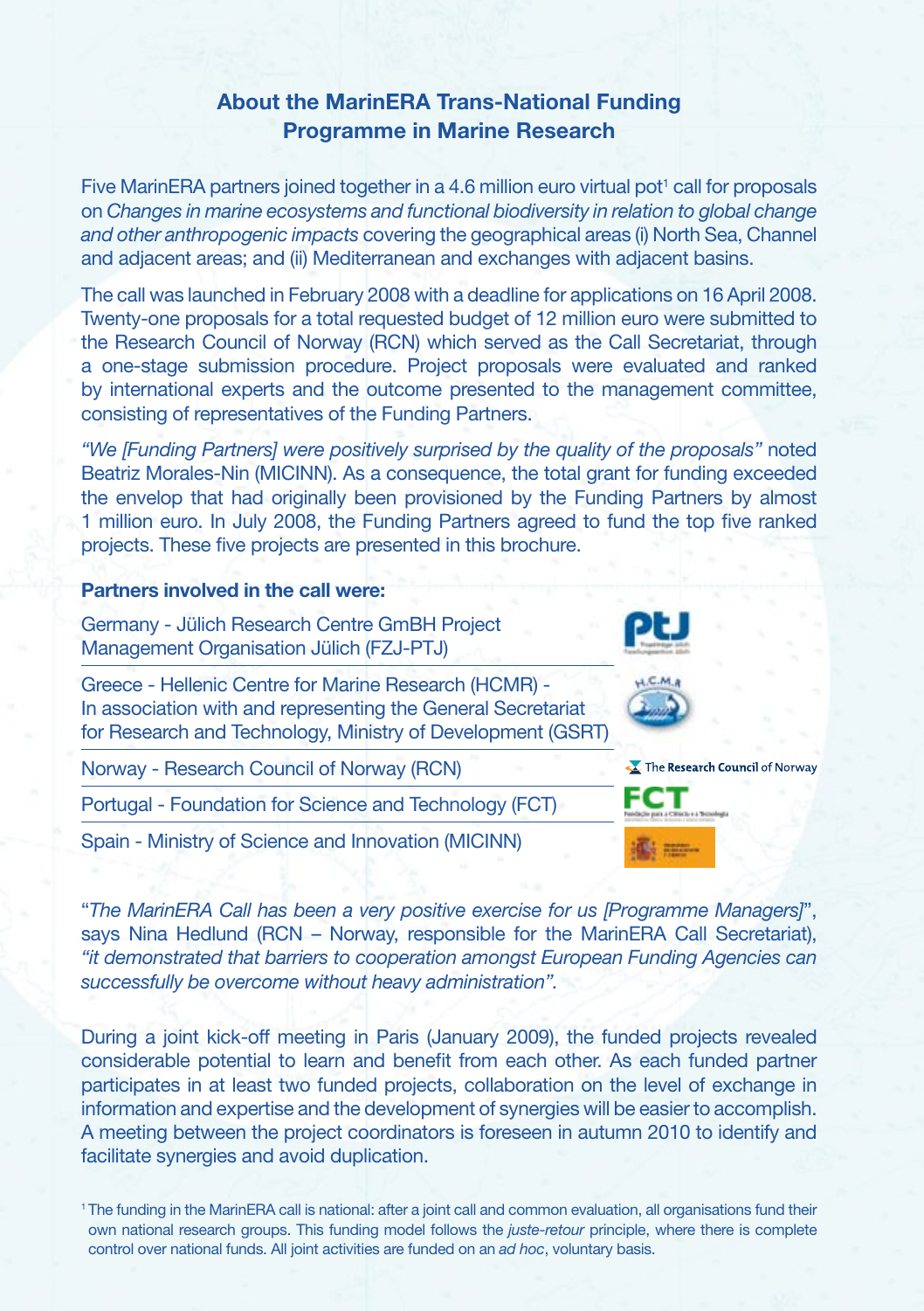## About the MarinERA Trans-National Funding Programme in Marine Research

Five MarinERA partners joined together in a 4.6 million euro virtual pot[1] call for proposals on *Changes in marine ecosystems and functional biodiversity in relation to global change and other anthropogenic impacts* covering the geographical areas (i) North Sea, Channel and adjacent areas; and (ii) Mediterranean and exchanges with adjacent basins.

The call was launched in February 2008 with a deadline for applications on 16 April 2008. Twenty-one proposals for a total requested budget of 12 million euro were submitted to the Research Council of Norway (RCN) which served as the Call Secretariat, through a one-stage submission procedure. Project proposals were evaluated and ranked by international experts and the outcome presented to the management committee, consisting of representatives of the Funding Partners.

*"We [Funding Partners] were positively surprised by the quality of the proposals"* noted Beatriz Morales-Nin (MICINN). As a consequence, the total grant for funding exceeded the envelop that had originally been provisioned by the Funding Partners by almost 1 million euro. In July 2008, the Funding Partners agreed to fund the top five ranked projects. These five projects are presented in this brochure.

**Partners involved in the call were:**

- Germany - Jülich Research Centre GmBH Project Management Organisation Jülich (FZJ-PTJ)
- Greece - Hellenic Centre for Marine Research (HCMR) - In association with and representing the General Secretariat for Research and Technology, Ministry of Development (GSRT)
- Norway - Research Council of Norway (RCN)
- Portugal - Foundation for Science and Technology (FCT)
- Spain - Ministry of Science and Innovation (MICINN)

"*The MarinERA Call has been a very positive exercise for us [Programme Managers]*", says Nina Hedlund (RCN – Norway, responsible for the MarinERA Call Secretariat), *"it demonstrated that barriers to cooperation amongst European Funding Agencies can successfully be overcome without heavy administration".*

During a joint kick-off meeting in Paris (January 2009), the funded projects revealed considerable potential to learn and benefit from each other. As each funded partner participates in at least two funded projects, collaboration on the level of exchange in information and expertise and the development of synergies will be easier to accomplish. A meeting between the project coordinators is foreseen in autumn 2010 to identify and facilitate synergies and avoid duplication.

[1] The funding in the MarinERA call is national: after a joint call and common evaluation, all organisations fund their own national research groups. This funding model follows the *juste-retour* principle, where there is complete control over national funds. All joint activities are funded on an *ad hoc*, voluntary basis.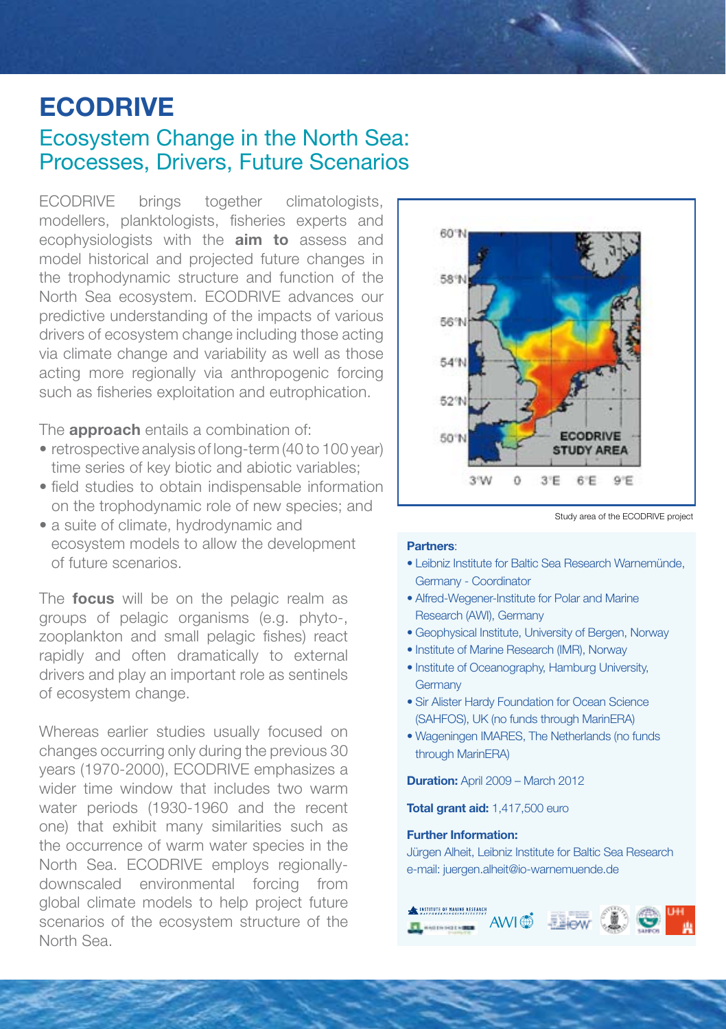# ECODRIVE

## Ecosystem Change in the North Sea: Processes, Drivers, Future Scenarios

ECODRIVE brings together climatologists, modellers, planktologists, fisheries experts and ecophysiologists with the **aim to** assess and model historical and projected future changes in the trophodynamic structure and function of the North Sea ecosystem. ECODRIVE advances our predictive understanding of the impacts of various drivers of ecosystem change including those acting via climate change and variability as well as those acting more regionally via anthropogenic forcing such as fisheries exploitation and eutrophication.

The **approach** entails a combination of:

- retrospective analysis of long-term (40 to 100 year) time series of key biotic and abiotic variables;
- field studies to obtain indispensable information on the trophodynamic role of new species; and
- a suite of climate, hydrodynamic and ecosystem models to allow the development of future scenarios.

The **focus** will be on the pelagic realm as groups of pelagic organisms (e.g. phyto-, zooplankton and small pelagic fishes) react rapidly and often dramatically to external drivers and play an important role as sentinels of ecosystem change.

Whereas earlier studies usually focused on changes occurring only during the previous 30 years (1970-2000), ECODRIVE emphasizes a wider time window that includes two warm water periods (1930-1960 and the recent one) that exhibit many similarities such as the occurrence of warm water species in the North Sea. ECODRIVE employs regionally-downscaled environmental forcing from global climate models to help project future scenarios of the ecosystem structure of the North Sea.

Study area of the ECODRIVE project

**Partners**:

- Leibniz Institute for Baltic Sea Research Warnemünde, Germany - Coordinator
- Alfred-Wegener-Institute for Polar and Marine Research (AWI), Germany
- Geophysical Institute, University of Bergen, Norway
- Institute of Marine Research (IMR), Norway
- Institute of Oceanography, Hamburg University, Germany
- Sir Alister Hardy Foundation for Ocean Science (SAHFOS), UK (no funds through MarinERA)
- Wageningen IMARES, The Netherlands (no funds through MarinERA)

**Duration:** April 2009 – March 2012

**Total grant aid:** 1,417,500 euro

**Further Information:**
Jürgen Alheit, Leibniz Institute for Baltic Sea Research
e-mail: juergen.alheit@io-warnemuende.de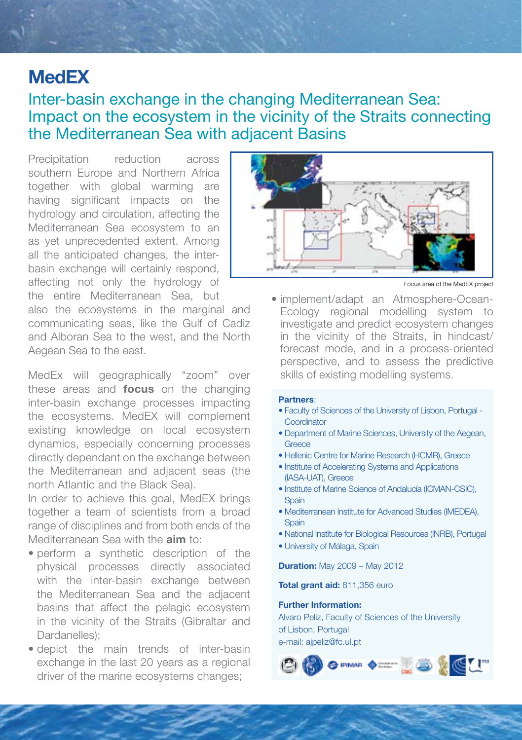# MedEX

## Inter-basin exchange in the changing Mediterranean Sea: Impact on the ecosystem in the vicinity of the Straits connecting the Mediterranean Sea with adjacent Basins

Precipitation reduction across southern Europe and Northern Africa together with global warming are having significant impacts on the hydrology and circulation, affecting the Mediterranean Sea ecosystem to an as yet unprecedented extent. Among all the anticipated changes, the inter-basin exchange will certainly respond, affecting not only the hydrology of the entire Mediterranean Sea, but also the ecosystems in the marginal and communicating seas, like the Gulf of Cadiz and Alboran Sea to the west, and the North Aegean Sea to the east.

MedEx will geographically "zoom" over these areas and **focus** on the changing inter-basin exchange processes impacting the ecosystems. MedEX will complement existing knowledge on local ecosystem dynamics, especially concerning processes directly dependant on the exchange between the Mediterranean and adjacent seas (the north Atlantic and the Black Sea).

In order to achieve this goal, MedEX brings together a team of scientists from a broad range of disciplines and from both ends of the Mediterranean Sea with the **aim** to:

- perform a synthetic description of the physical processes directly associated with the inter-basin exchange between the Mediterranean Sea and the adjacent basins that affect the pelagic ecosystem in the vicinity of the Straits (Gibraltar and Dardanelles);
- depict the main trends of inter-basin exchange in the last 20 years as a regional driver of the marine ecosystems changes;
- implement/adapt an Atmosphere-Ocean-Ecology regional modelling system to investigate and predict ecosystem changes in the vicinity of the Straits, in hindcast/forecast mode, and in a process-oriented perspective, and to assess the predictive skills of existing modelling systems.

Focus area of the MedEX project

**Partners**:

- Faculty of Sciences of the University of Lisbon, Portugal - Coordinator
- Department of Marine Sciences, University of the Aegean, Greece
- Hellenic Centre for Marine Research (HCMR), Greece
- Institute of Accelerating Systems and Applications (IASA-UAT), Greece
- Institute of Marine Science of Andalucía (ICMAN-CSIC), Spain
- Mediterranean Institute for Advanced Studies (IMEDEA), Spain
- National Institute for Biological Resources (INRB), Portugal
- University of Málaga, Spain

**Duration:** May 2009 – May 2012

**Total grant aid:** 811,356 euro

**Further Information:**
Alvaro Peliz, Faculty of Sciences of the University of Lisbon, Portugal
e-mail: ajpeliz@fc.ul.pt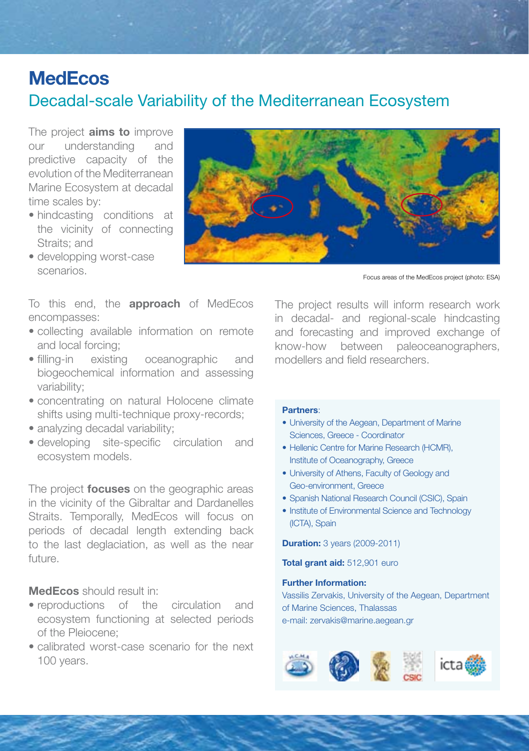# MedEcos

## Decadal-scale Variability of the Mediterranean Ecosystem

The project **aims to** improve our understanding and predictive capacity of the evolution of the Mediterranean Marine Ecosystem at decadal time scales by:

- hindcasting conditions at the vicinity of connecting Straits; and
- developping worst-case scenarios.

Focus areas of the MedEcos project (photo: ESA)

To this end, the **approach** of MedEcos encompasses:

- collecting available information on remote and local forcing;
- filling-in existing oceanographic and biogeochemical information and assessing variability;
- concentrating on natural Holocene climate shifts using multi-technique proxy-records;
- analyzing decadal variability;
- developing site-specific circulation and ecosystem models.

The project **focuses** on the geographic areas in the vicinity of the Gibraltar and Dardanelles Straits. Temporally, MedEcos will focus on periods of decadal length extending back to the last deglaciation, as well as the near future.

**MedEcos** should result in:

- reproductions of the circulation and ecosystem functioning at selected periods of the Pleiocene;
- calibrated worst-case scenario for the next 100 years.

The project results will inform research work in decadal- and regional-scale hindcasting and forecasting and improved exchange of know-how between paleoceanographers, modellers and field researchers.

**Partners**:

- University of the Aegean, Department of Marine Sciences, Greece - Coordinator
- Hellenic Centre for Marine Research (HCMR), Institute of Oceanography, Greece
- University of Athens, Faculty of Geology and Geo-environment, Greece
- Spanish National Research Council (CSIC), Spain
- Institute of Environmental Science and Technology (ICTA), Spain

**Duration:** 3 years (2009-2011)

**Total grant aid:** 512,901 euro

**Further Information:**
Vassilis Zervakis, University of the Aegean, Department of Marine Sciences, Thalassas
e-mail: zervakis@marine.aegean.gr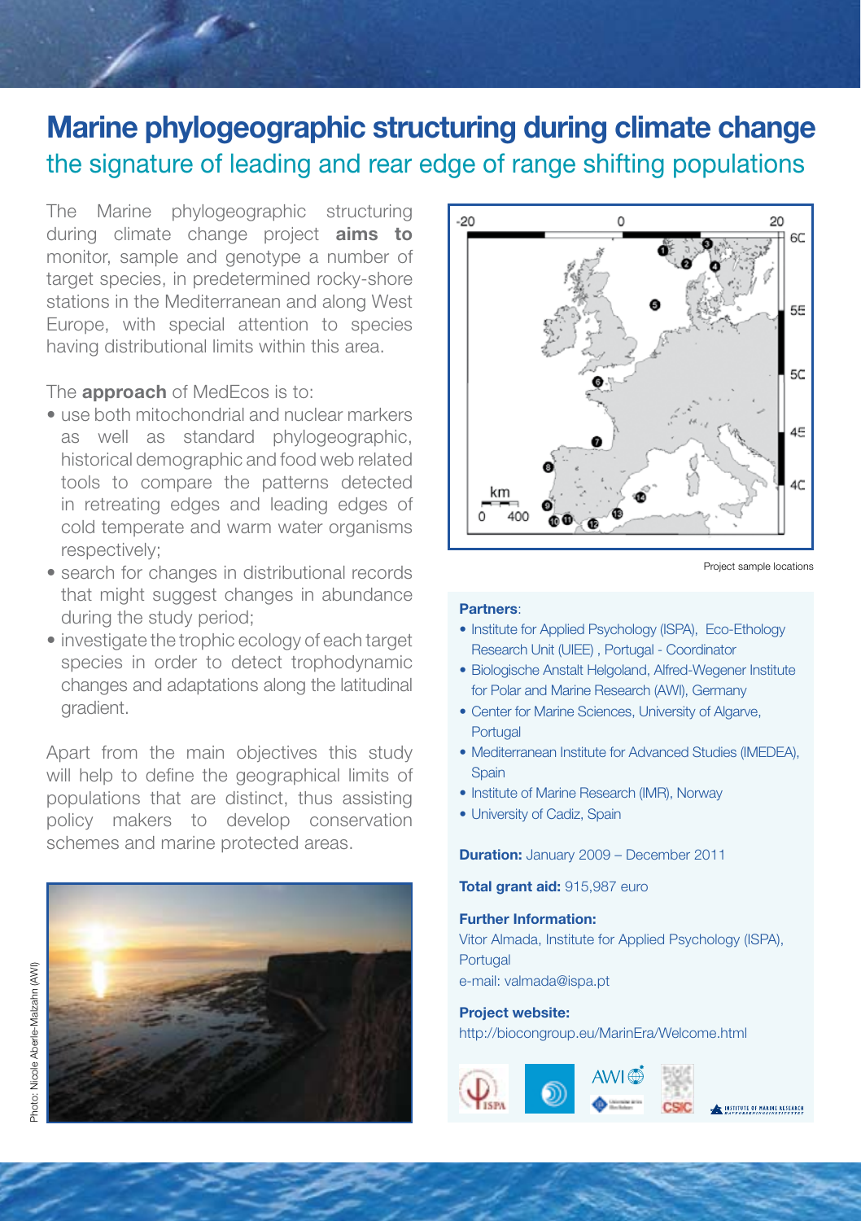# Marine phylogeographic structuring during climate change

## the signature of leading and rear edge of range shifting populations

The Marine phylogeographic structuring during climate change project **aims to** monitor, sample and genotype a number of target species, in predetermined rocky-shore stations in the Mediterranean and along West Europe, with special attention to species having distributional limits within this area.

The **approach** of MedEcos is to:

- use both mitochondrial and nuclear markers as well as standard phylogeographic, historical demographic and food web related tools to compare the patterns detected in retreating edges and leading edges of cold temperate and warm water organisms respectively;
- search for changes in distributional records that might suggest changes in abundance during the study period;
- investigate the trophic ecology of each target species in order to detect trophodynamic changes and adaptations along the latitudinal gradient.

Apart from the main objectives this study will help to define the geographical limits of populations that are distinct, thus assisting policy makers to develop conservation schemes and marine protected areas.

Photo: Nicole Aberle-Malzahn (AWI)

Project sample locations

**Partners**:

- Institute for Applied Psychology (ISPA), Eco-Ethology Research Unit (UIEE) , Portugal - Coordinator
- Biologische Anstalt Helgoland, Alfred-Wegener Institute for Polar and Marine Research (AWI), Germany
- Center for Marine Sciences, University of Algarve, Portugal
- Mediterranean Institute for Advanced Studies (IMEDEA), Spain
- Institute of Marine Research (IMR), Norway
- University of Cadiz, Spain

**Duration:** January 2009 – December 2011

**Total grant aid:** 915,987 euro

**Further Information:**
Vitor Almada, Institute for Applied Psychology (ISPA), Portugal
e-mail: valmada@ispa.pt

**Project website:**
http://biocongroup.eu/MarinEra/Welcome.html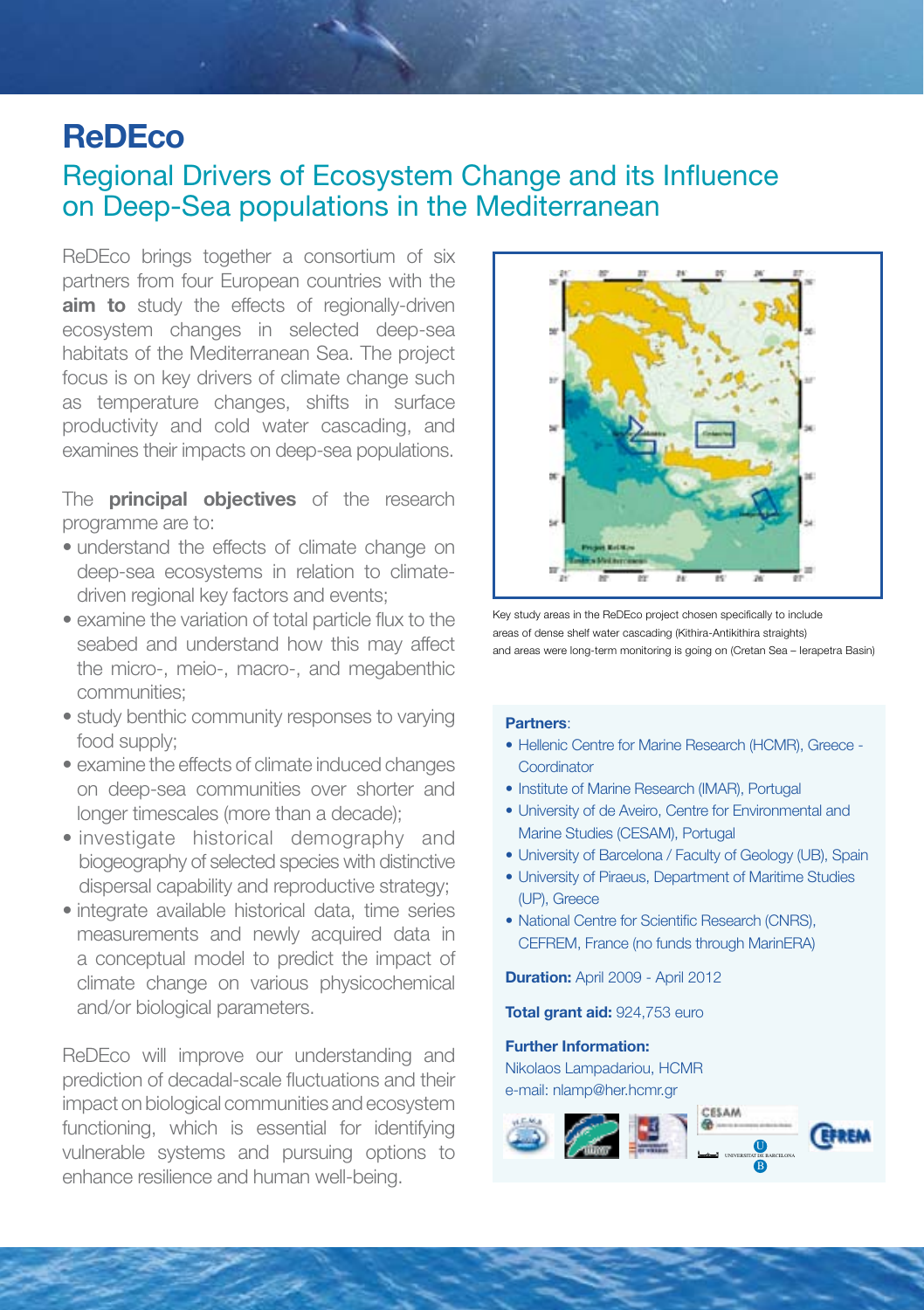# ReDEco

## Regional Drivers of Ecosystem Change and its Influence on Deep-Sea populations in the Mediterranean

ReDEco brings together a consortium of six partners from four European countries with the **aim to** study the effects of regionally-driven ecosystem changes in selected deep-sea habitats of the Mediterranean Sea. The project focus is on key drivers of climate change such as temperature changes, shifts in surface productivity and cold water cascading, and examines their impacts on deep-sea populations.

The **principal objectives** of the research programme are to:

- understand the effects of climate change on deep-sea ecosystems in relation to climate-driven regional key factors and events;
- examine the variation of total particle flux to the seabed and understand how this may affect the micro-, meio-, macro-, and megabenthic communities;
- study benthic community responses to varying food supply;
- examine the effects of climate induced changes on deep-sea communities over shorter and longer timescales (more than a decade);
- investigate historical demography and biogeography of selected species with distinctive dispersal capability and reproductive strategy;
- integrate available historical data, time series measurements and newly acquired data in a conceptual model to predict the impact of climate change on various physicochemical and/or biological parameters.

ReDEco will improve our understanding and prediction of decadal-scale fluctuations and their impact on biological communities and ecosystem functioning, which is essential for identifying vulnerable systems and pursuing options to enhance resilience and human well-being.

Key study areas in the ReDEco project chosen specifically to include areas of dense shelf water cascading (Kithira-Antikithira straights) and areas were long-term monitoring is going on (Cretan Sea – Ierapetra Basin)

**Partners**:

- Hellenic Centre for Marine Research (HCMR), Greece - Coordinator
- Institute of Marine Research (IMAR), Portugal
- University of de Aveiro, Centre for Environmental and Marine Studies (CESAM), Portugal
- University of Barcelona / Faculty of Geology (UB), Spain
- University of Piraeus, Department of Maritime Studies (UP), Greece
- National Centre for Scientific Research (CNRS), CEFREM, France (no funds through MarinERA)

**Duration:** April 2009 - April 2012

**Total grant aid:** 924,753 euro

**Further Information:**
Nikolaos Lampadariou, HCMR
e-mail: nlamp@her.hcmr.gr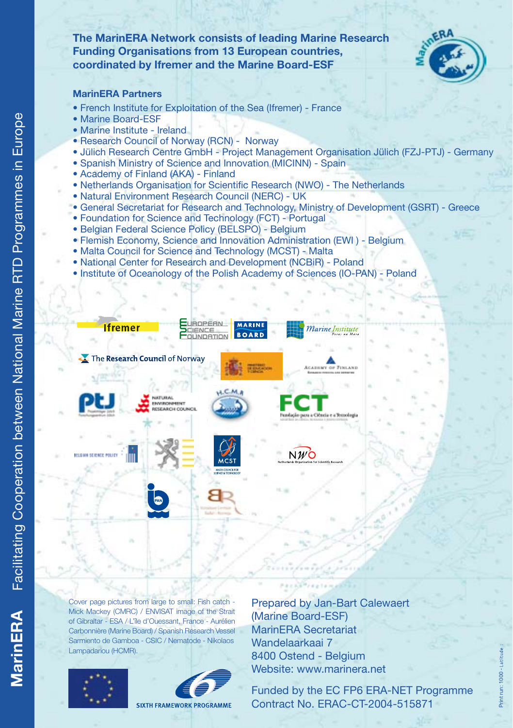**The MarinERA Network consists of leading Marine Research Funding Organisations from 13 European countries, coordinated by Ifremer and the Marine Board-ESF**

## MarinERA Partners

- French Institute for Exploitation of the Sea (Ifremer) - France
- Marine Board-ESF
- Marine Institute - Ireland
- Research Council of Norway (RCN) - Norway
- Jülich Research Centre GmbH - Project Management Organisation Jülich (FZJ-PTJ) - Germany
- Spanish Ministry of Science and Innovation (MICINN) - Spain
- Academy of Finland (AKA) - Finland
- Netherlands Organisation for Scientific Research (NWO) - The Netherlands
- Natural Environment Research Council (NERC) - UK
- General Secretariat for Research and Technology, Ministry of Development (GSRT) - Greece
- Foundation for Science and Technology (FCT) - Portugal
- Belgian Federal Science Policy (BELSPO) - Belgium
- Flemish Economy, Science and Innovation Administration (EWI ) - Belgium
- Malta Council for Science and Technology (MCST) - Malta
- National Center for Research and Development (NCBiR) - Poland
- Institute of Oceanology of the Polish Academy of Sciences (IO-PAN) - Poland

Cover page pictures from large to small: Fish catch - Mick Mackey (CMRC) / ENVISAT image of the Strait of Gibraltar - ESA / L'île d'Ouessant, France - Aurélien Carbonnière (Marine Board) / Spanish Research Vessel Sarmiento de Gamboa - CSIC / Nematode - Nikolaos Lampadariou (HCMR).

SIXTH FRAMEWORK PROGRAMME

Prepared by Jan-Bart Calewaert (Marine Board-ESF)
MarinERA Secretariat
Wandelaarkaai 7
8400 Ostend - Belgium
Website: www.marinera.net

Funded by the EC FP6 ERA-NET Programme
Contract No. ERAC-CT-2004-515871

**MarinERA** Facilitating Cooperation between National Marine RTD Programmes in Europe

Print run: 1000 - Latitude :